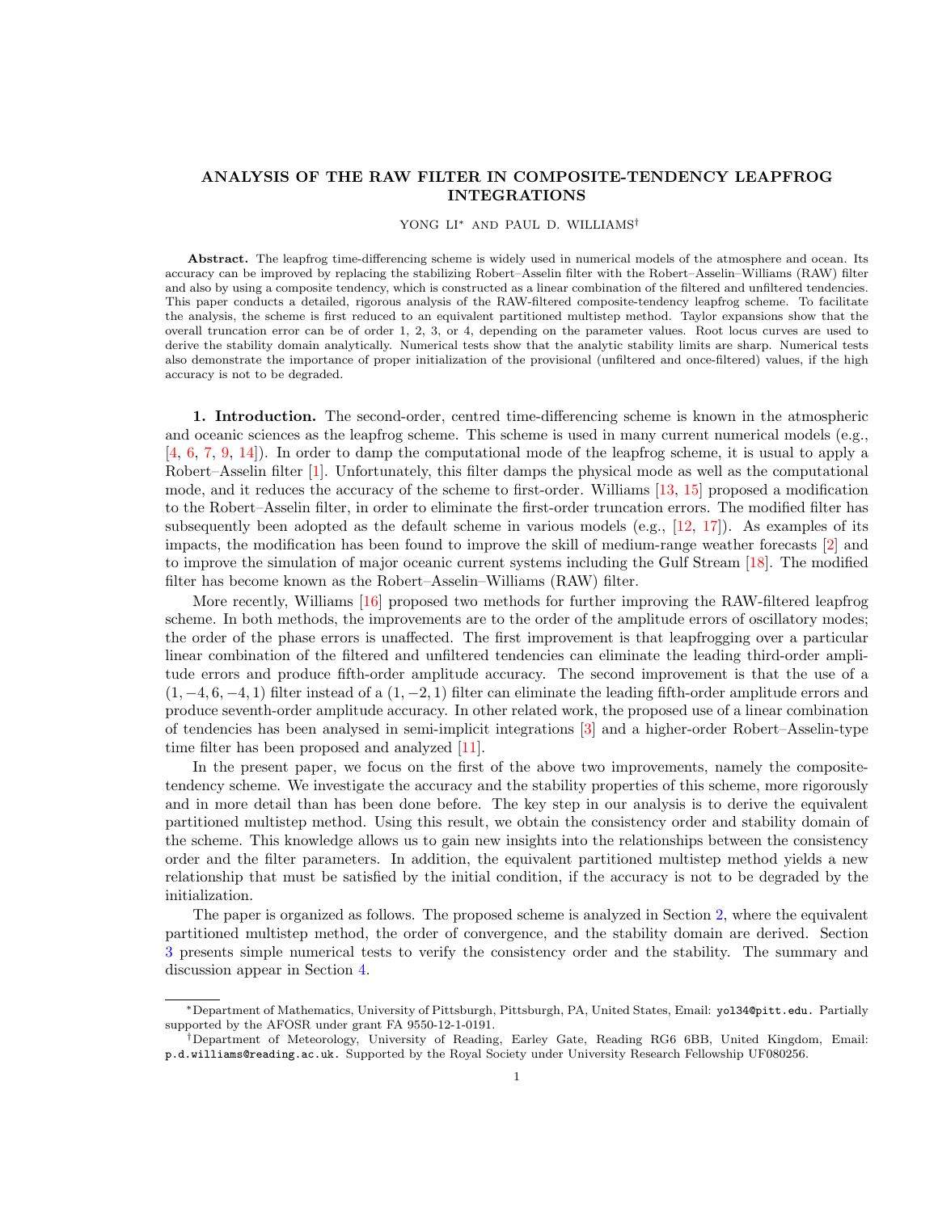# ANALYSIS OF THE RAW FILTER IN COMPOSITE-TENDENCY LEAPFROG INTEGRATIONS

YONG LI* AND PAUL D. WILLIAMS†

**Abstract.** The leapfrog time-differencing scheme is widely used in numerical models of the atmosphere and ocean. Its accuracy can be improved by replacing the stabilizing Robert–Asselin filter with the Robert–Asselin–Williams (RAW) filter and also by using a composite tendency, which is constructed as a linear combination of the filtered and unfiltered tendencies. This paper conducts a detailed, rigorous analysis of the RAW-filtered composite-tendency leapfrog scheme. To facilitate the analysis, the scheme is first reduced to an equivalent partitioned multistep method. Taylor expansions show that the overall truncation error can be of order 1, 2, 3, or 4, depending on the parameter values. Root locus curves are used to derive the stability domain analytically. Numerical tests show that the analytic stability limits are sharp. Numerical tests also demonstrate the importance of proper initialization of the provisional (unfiltered and once-filtered) values, if the high accuracy is not to be degraded.

**1. Introduction.** The second-order, centred time-differencing scheme is known in the atmospheric and oceanic sciences as the leapfrog scheme. This scheme is used in many current numerical models (e.g., [4, 6, 7, 9, 14]). In order to damp the computational mode of the leapfrog scheme, it is usual to apply a Robert–Asselin filter [1]. Unfortunately, this filter damps the physical mode as well as the computational mode, and it reduces the accuracy of the scheme to first-order. Williams [13, 15] proposed a modification to the Robert–Asselin filter, in order to eliminate the first-order truncation errors. The modified filter has subsequently been adopted as the default scheme in various models (e.g., [12, 17]). As examples of its impacts, the modification has been found to improve the skill of medium-range weather forecasts [2] and to improve the simulation of major oceanic current systems including the Gulf Stream [18]. The modified filter has become known as the Robert–Asselin–Williams (RAW) filter.

More recently, Williams [16] proposed two methods for further improving the RAW-filtered leapfrog scheme. In both methods, the improvements are to the order of the amplitude errors of oscillatory modes; the order of the phase errors is unaffected. The first improvement is that leapfrogging over a particular linear combination of the filtered and unfiltered tendencies can eliminate the leading third-order amplitude errors and produce fifth-order amplitude accuracy. The second improvement is that the use of a $(1, -4, 6, -4, 1)$ filter instead of a $(1, -2, 1)$ filter can eliminate the leading fifth-order amplitude errors and produce seventh-order amplitude accuracy. In other related work, the proposed use of a linear combination of tendencies has been analysed in semi-implicit integrations [3] and a higher-order Robert–Asselin-type time filter has been proposed and analyzed [11].

In the present paper, we focus on the first of the above two improvements, namely the composite-tendency scheme. We investigate the accuracy and the stability properties of this scheme, more rigorously and in more detail than has been done before. The key step in our analysis is to derive the equivalent partitioned multistep method. Using this result, we obtain the consistency order and stability domain of the scheme. This knowledge allows us to gain new insights into the relationships between the consistency order and the filter parameters. In addition, the equivalent partitioned multistep method yields a new relationship that must be satisfied by the initial condition, if the accuracy is not to be degraded by the initialization.

The paper is organized as follows. The proposed scheme is analyzed in Section 2, where the equivalent partitioned multistep method, the order of convergence, and the stability domain are derived. Section 3 presents simple numerical tests to verify the consistency order and the stability. The summary and discussion appear in Section 4.

---

*Department of Mathematics, University of Pittsburgh, Pittsburgh, PA, United States, Email: yol34@pitt.edu. Partially supported by the AFOSR under grant FA 9550-12-1-0191.

†Department of Meteorology, University of Reading, Earley Gate, Reading RG6 6BB, United Kingdom, Email: p.d.williams@reading.ac.uk. Supported by the Royal Society under University Research Fellowship UF080256.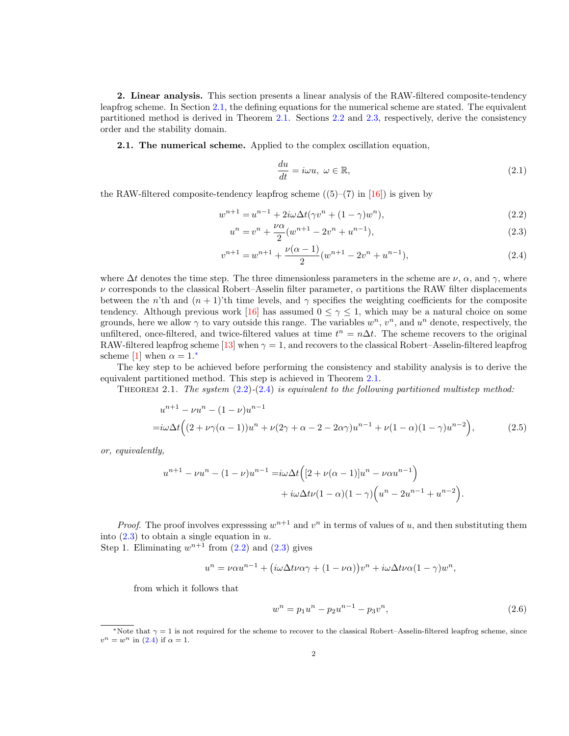**2. Linear analysis.** This section presents a linear analysis of the RAW-filtered composite-tendency leapfrog scheme. In Section 2.1, the defining equations for the numerical scheme are stated. The equivalent partitioned method is derived in Theorem 2.1. Sections 2.2 and 2.3, respectively, derive the consistency order and the stability domain.

**2.1. The numerical scheme.** Applied to the complex oscillation equation,

$$\frac{du}{dt} = i\omega u, \ \omega \in \mathbb{R}, \tag{2.1}$$

the RAW-filtered composite-tendency leapfrog scheme ((5)–(7) in [16]) is given by

$$w^{n+1} = u^{n-1} + 2i\omega\Delta t(\gamma v^n + (1-\gamma)w^n), \tag{2.2}$$

$$u^n = v^n + \frac{\nu\alpha}{2}(w^{n+1} - 2v^n + u^{n-1}), \tag{2.3}$$

$$v^{n+1} = w^{n+1} + \frac{\nu(\alpha-1)}{2}(w^{n+1} - 2v^n + u^{n-1}), \tag{2.4}$$

where $\Delta t$ denotes the time step. The three dimensionless parameters in the scheme are $\nu$, $\alpha$, and $\gamma$, where $\nu$ corresponds to the classical Robert–Asselin filter parameter, $\alpha$ partitions the RAW filter displacements between the $n$'th and $(n+1)$'th time levels, and $\gamma$ specifies the weighting coefficients for the composite tendency. Although previous work [16] has assumed $0 \leq \gamma \leq 1$, which may be a natural choice on some grounds, here we allow $\gamma$ to vary outside this range. The variables $w^n$, $v^n$, and $u^n$ denote, respectively, the unfiltered, once-filtered, and twice-filtered values at time $t^n = n\Delta t$. The scheme recovers to the original RAW-filtered leapfrog scheme [13] when $\gamma = 1$, and recovers to the classical Robert–Asselin-filtered leapfrog scheme [1] when $\alpha = 1$.*

The key step to be achieved before performing the consistency and stability analysis is to derive the equivalent partitioned method. This step is achieved in Theorem 2.1.

THEOREM 2.1. *The system (2.2)-(2.4) is equivalent to the following partitioned multistep method:*

$$\begin{aligned} &u^{n+1} - \nu u^n - (1-\nu)u^{n-1} \\ =& i\omega\Delta t\Big((2 + \nu\gamma(\alpha-1))u^n + \nu(2\gamma + \alpha - 2 - 2\alpha\gamma)u^{n-1} + \nu(1-\alpha)(1-\gamma)u^{n-2}\Big), \end{aligned} \tag{2.5}$$

*or, equivalently,*

$$\begin{aligned} u^{n+1} - \nu u^n - (1-\nu)u^{n-1} =& i\omega\Delta t\Big([2 + \nu(\alpha-1)]u^n - \nu\alpha u^{n-1}\Big) \\ &+ i\omega\Delta t\nu(1-\alpha)(1-\gamma)\Big(u^n - 2u^{n-1} + u^{n-2}\Big). \end{aligned}$$

*Proof.* The proof involves expresssing $w^{n+1}$ and $v^n$ in terms of values of $u$, and then substituting them into (2.3) to obtain a single equation in $u$.

Step 1. Eliminating $w^{n+1}$ from (2.2) and (2.3) gives

$$u^n = \nu\alpha u^{n-1} + \big(i\omega\Delta t\nu\alpha\gamma + (1-\nu\alpha)\big)v^n + i\omega\Delta t\nu\alpha(1-\gamma)w^n,$$

from which it follows that

$$w^n = p_1 u^n - p_2 u^{n-1} - p_3 v^n, \tag{2.6}$$

*Note that $\gamma = 1$ is not required for the scheme to recover to the classical Robert–Asselin-filtered leapfrog scheme, since $v^n = w^n$ in (2.4) if $\alpha = 1$.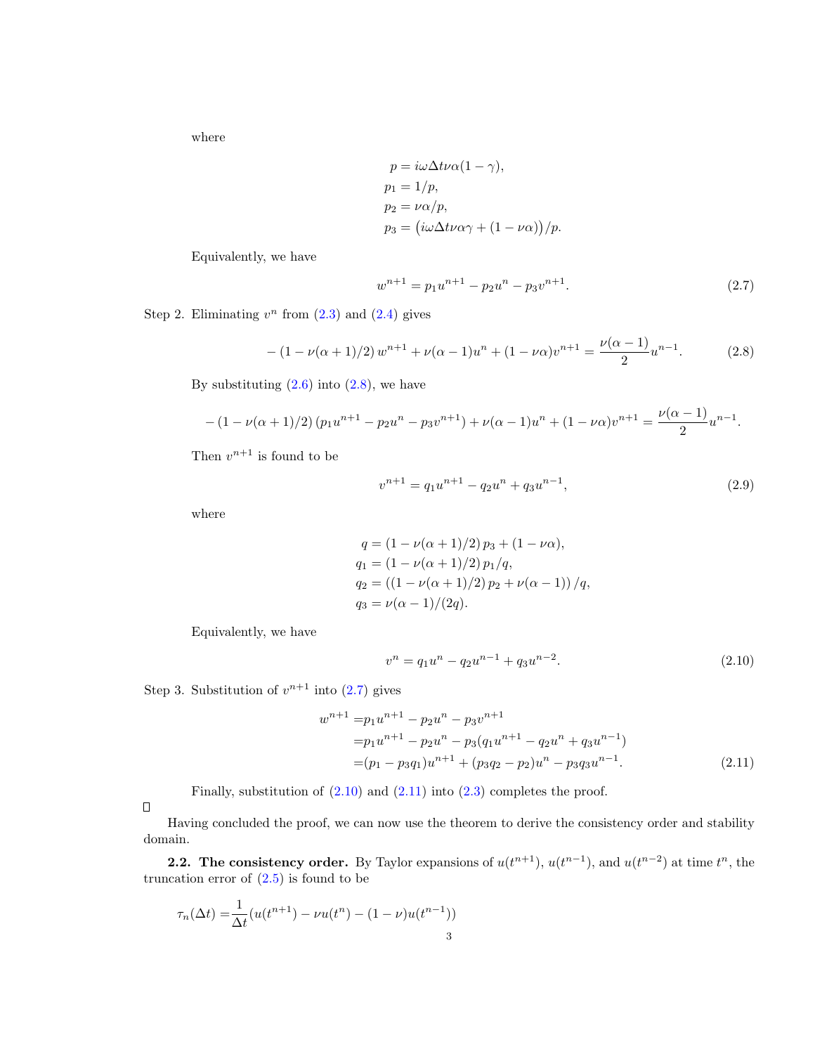where

$$
\begin{aligned}
p &= i\omega\Delta t\nu\alpha(1-\gamma),\\
p_1 &= 1/p,\\
p_2 &= \nu\alpha/p,\\
p_3 &= \big(i\omega\Delta t\nu\alpha\gamma + (1-\nu\alpha)\big)/p.
\end{aligned}
$$

Equivalently, we have

$$
w^{n+1} = p_1 u^{n+1} - p_2 u^n - p_3 v^{n+1}. \tag{2.7}
$$

Step 2. Eliminating $v^n$ from (2.3) and (2.4) gives

$$
-\left(1-\nu(\alpha+1)/2\right) w^{n+1} + \nu(\alpha-1)u^n + (1-\nu\alpha)v^{n+1} = \frac{\nu(\alpha-1)}{2}u^{n-1}. \tag{2.8}
$$

By substituting (2.6) into (2.8), we have

$$
-\left(1-\nu(\alpha+1)/2\right)\left(p_1 u^{n+1} - p_2 u^n - p_3 v^{n+1}\right) + \nu(\alpha-1)u^n + (1-\nu\alpha)v^{n+1} = \frac{\nu(\alpha-1)}{2}u^{n-1}.
$$

Then $v^{n+1}$ is found to be

$$
v^{n+1} = q_1 u^{n+1} - q_2 u^n + q_3 u^{n-1}, \tag{2.9}
$$

where

$$
\begin{aligned}
q &= \left(1-\nu(\alpha+1)/2\right) p_3 + (1-\nu\alpha),\\
q_1 &= \left(1-\nu(\alpha+1)/2\right) p_1/q,\\
q_2 &= \left(\left(1-\nu(\alpha+1)/2\right) p_2 + \nu(\alpha-1)\right)/q,\\
q_3 &= \nu(\alpha-1)/(2q).
\end{aligned}
$$

Equivalently, we have

$$
v^n = q_1 u^n - q_2 u^{n-1} + q_3 u^{n-2}. \tag{2.10}
$$

Step 3. Substitution of $v^{n+1}$ into (2.7) gives

$$
\begin{aligned}
w^{n+1} =& p_1 u^{n+1} - p_2 u^n - p_3 v^{n+1}\\
=& p_1 u^{n+1} - p_2 u^n - p_3(q_1 u^{n+1} - q_2 u^n + q_3 u^{n-1})\\
=& (p_1 - p_3 q_1)u^{n+1} + (p_3 q_2 - p_2)u^n - p_3 q_3 u^{n-1}.
\end{aligned} \tag{2.11}
$$

Finally, substitution of (2.10) and (2.11) into (2.3) completes the proof.

□

Having concluded the proof, we can now use the theorem to derive the consistency order and stability domain.

**2.2. The consistency order.** By Taylor expansions of $u(t^{n+1})$, $u(t^{n-1})$, and $u(t^{n-2})$ at time $t^n$, the truncation error of (2.5) is found to be

$$
\tau_n(\Delta t) = \frac{1}{\Delta t}\left(u(t^{n+1}) - \nu u(t^n) - (1-\nu)u(t^{n-1})\right)
$$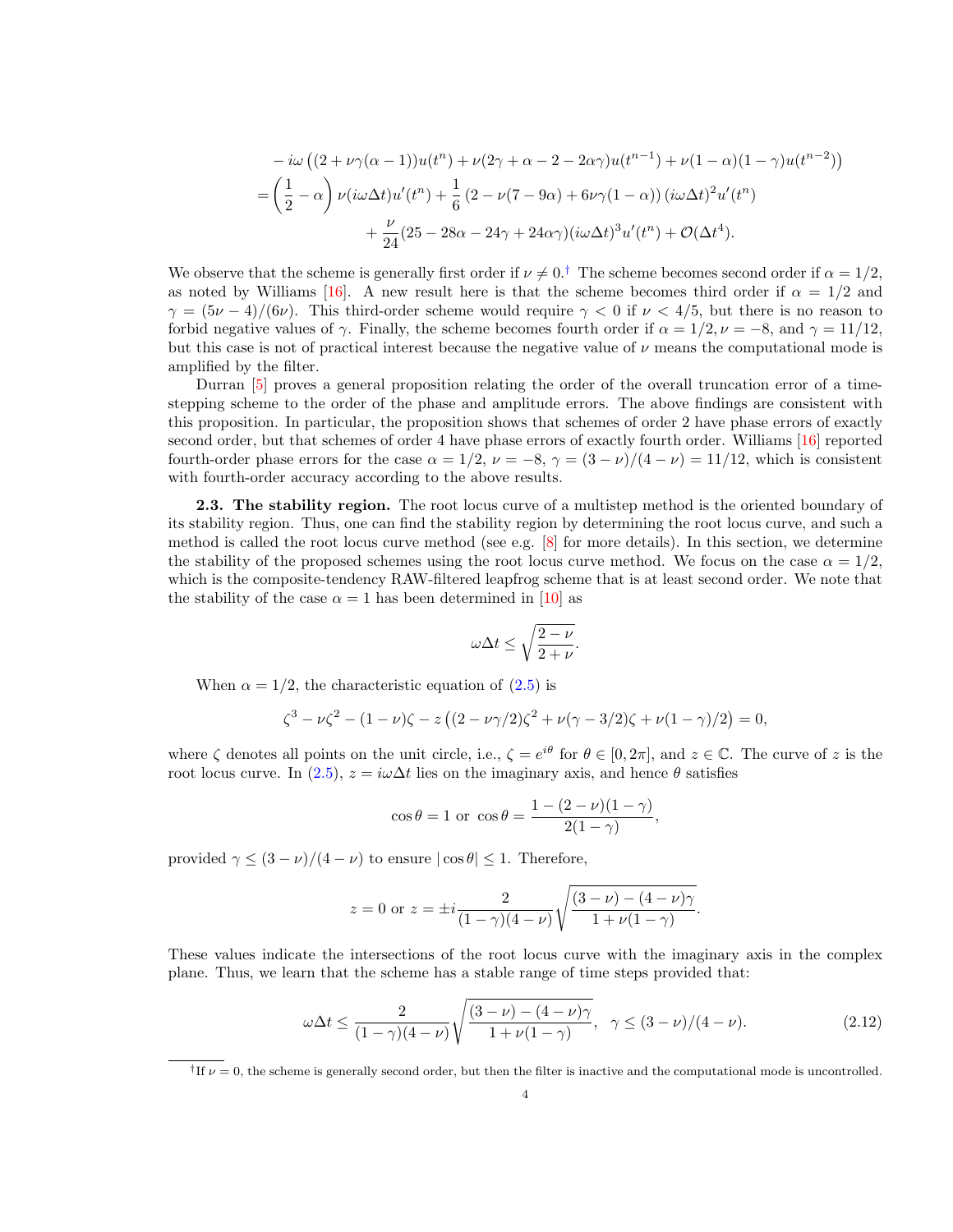$$
\begin{aligned}
&- i\omega \left( (2 + \nu\gamma(\alpha - 1))u(t^n) + \nu(2\gamma + \alpha - 2 - 2\alpha\gamma)u(t^{n-1}) + \nu(1-\alpha)(1-\gamma)u(t^{n-2}) \right) \\
&= \left(\frac{1}{2} - \alpha\right)\nu(i\omega\Delta t)u'(t^n) + \frac{1}{6}\left(2 - \nu(7 - 9\alpha) + 6\nu\gamma(1-\alpha)\right)(i\omega\Delta t)^2 u'(t^n) \\
&\qquad + \frac{\nu}{24}(25 - 28\alpha - 24\gamma + 24\alpha\gamma)(i\omega\Delta t)^3 u'(t^n) + \mathcal{O}(\Delta t^4).
\end{aligned}
$$

We observe that the scheme is generally first order if $\nu \neq 0$.† The scheme becomes second order if $\alpha = 1/2$, as noted by Williams [16]. A new result here is that the scheme becomes third order if $\alpha = 1/2$ and $\gamma = (5\nu - 4)/(6\nu)$. This third-order scheme would require $\gamma < 0$ if $\nu < 4/5$, but there is no reason to forbid negative values of $\gamma$. Finally, the scheme becomes fourth order if $\alpha = 1/2, \nu = -8$, and $\gamma = 11/12$, but this case is not of practical interest because the negative value of $\nu$ means the computational mode is amplified by the filter.

Durran [5] proves a general proposition relating the order of the overall truncation error of a time-stepping scheme to the order of the phase and amplitude errors. The above findings are consistent with this proposition. In particular, the proposition shows that schemes of order 2 have phase errors of exactly second order, but that schemes of order 4 have phase errors of exactly fourth order. Williams [16] reported fourth-order phase errors for the case $\alpha = 1/2$, $\nu = -8$, $\gamma = (3-\nu)/(4-\nu) = 11/12$, which is consistent with fourth-order accuracy according to the above results.

**2.3. The stability region.** The root locus curve of a multistep method is the oriented boundary of its stability region. Thus, one can find the stability region by determining the root locus curve, and such a method is called the root locus curve method (see e.g. [8] for more details). In this section, we determine the stability of the proposed schemes using the root locus curve method. We focus on the case $\alpha = 1/2$, which is the composite-tendency RAW-filtered leapfrog scheme that is at least second order. We note that the stability of the case $\alpha = 1$ has been determined in [10] as

$$
\omega\Delta t \le \sqrt{\frac{2-\nu}{2+\nu}}.
$$

When $\alpha = 1/2$, the characteristic equation of (2.5) is

$$
\zeta^3 - \nu\zeta^2 - (1-\nu)\zeta - z\left((2 - \nu\gamma/2)\zeta^2 + \nu(\gamma - 3/2)\zeta + \nu(1-\gamma)/2\right) = 0,
$$

where $\zeta$ denotes all points on the unit circle, i.e., $\zeta = e^{i\theta}$ for $\theta \in [0, 2\pi]$, and $z \in \mathbb{C}$. The curve of $z$ is the root locus curve. In (2.5), $z = i\omega\Delta t$ lies on the imaginary axis, and hence $\theta$ satisfies

$$
\cos\theta = 1 \text{ or } \cos\theta = \frac{1 - (2-\nu)(1-\gamma)}{2(1-\gamma)},
$$

provided $\gamma \le (3-\nu)/(4-\nu)$ to ensure $|\cos\theta| \le 1$. Therefore,

$$
z = 0 \text{ or } z = \pm i \frac{2}{(1-\gamma)(4-\nu)}\sqrt{\frac{(3-\nu) - (4-\nu)\gamma}{1 + \nu(1-\gamma)}}.
$$

These values indicate the intersections of the root locus curve with the imaginary axis in the complex plane. Thus, we learn that the scheme has a stable range of time steps provided that:

$$
\omega\Delta t \le \frac{2}{(1-\gamma)(4-\nu)}\sqrt{\frac{(3-\nu) - (4-\nu)\gamma}{1 + \nu(1-\gamma)}}, \quad \gamma \le (3-\nu)/(4-\nu). \tag{2.12}
$$

---

†If $\nu = 0$, the scheme is generally second order, but then the filter is inactive and the computational mode is uncontrolled.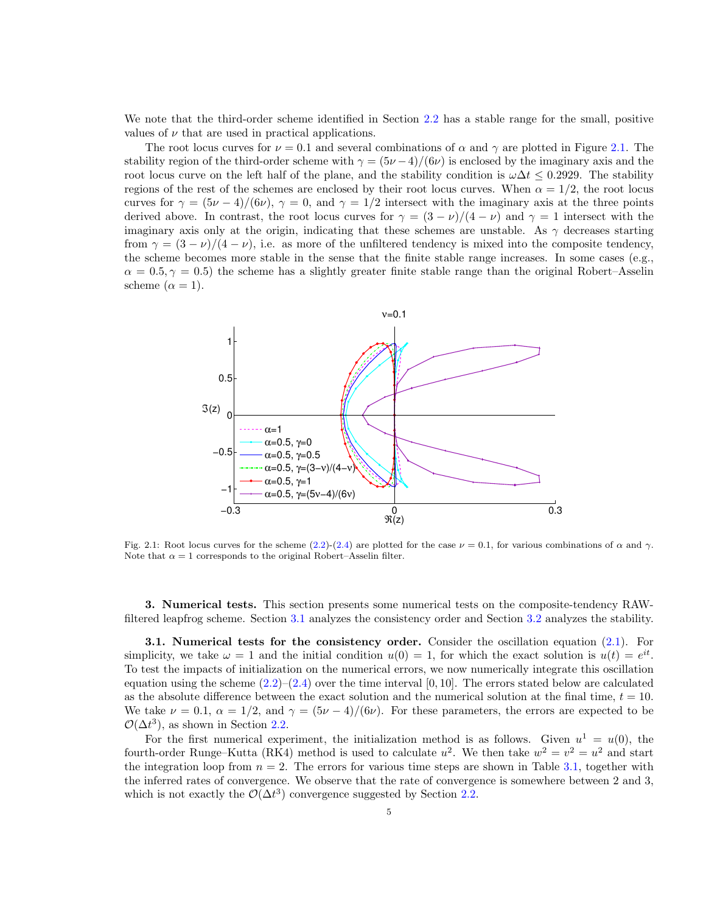We note that the third-order scheme identified in Section 2.2 has a stable range for the small, positive values of $\nu$ that are used in practical applications.

The root locus curves for $\nu = 0.1$ and several combinations of $\alpha$ and $\gamma$ are plotted in Figure 2.1. The stability region of the third-order scheme with $\gamma = (5\nu-4)/(6\nu)$ is enclosed by the imaginary axis and the root locus curve on the left half of the plane, and the stability condition is $\omega\Delta t \le 0.2929$. The stability regions of the rest of the schemes are enclosed by their root locus curves. When $\alpha = 1/2$, the root locus curves for $\gamma = (5\nu-4)/(6\nu)$, $\gamma = 0$, and $\gamma = 1/2$ intersect with the imaginary axis at the three points derived above. In contrast, the root locus curves for $\gamma = (3-\nu)/(4-\nu)$ and $\gamma = 1$ intersect with the imaginary axis only at the origin, indicating that these schemes are unstable. As $\gamma$ decreases starting from $\gamma = (3-\nu)/(4-\nu)$, i.e. as more of the unfiltered tendency is mixed into the composite tendency, the scheme becomes more stable in the sense that the finite stable range increases. In some cases (e.g., $\alpha = 0.5, \gamma = 0.5$) the scheme has a slightly greater finite stable range than the original Robert–Asselin scheme ($\alpha = 1$).

Fig. 2.1: Root locus curves for the scheme (2.2)-(2.4) are plotted for the case $\nu = 0.1$, for various combinations of $\alpha$ and $\gamma$. Note that $\alpha = 1$ corresponds to the original Robert–Asselin filter.

**3. Numerical tests.** This section presents some numerical tests on the composite-tendency RAW-filtered leapfrog scheme. Section 3.1 analyzes the consistency order and Section 3.2 analyzes the stability.

**3.1. Numerical tests for the consistency order.** Consider the oscillation equation (2.1). For simplicity, we take $\omega = 1$ and the initial condition $u(0) = 1$, for which the exact solution is $u(t) = e^{it}$. To test the impacts of initialization on the numerical errors, we now numerically integrate this oscillation equation using the scheme (2.2)–(2.4) over the time interval $[0, 10]$. The errors stated below are calculated as the absolute difference between the exact solution and the numerical solution at the final time, $t = 10$. We take $\nu = 0.1$, $\alpha = 1/2$, and $\gamma = (5\nu-4)/(6\nu)$. For these parameters, the errors are expected to be $\mathcal{O}(\Delta t^3)$, as shown in Section 2.2.

For the first numerical experiment, the initialization method is as follows. Given $u^1 = u(0)$, the fourth-order Runge–Kutta (RK4) method is used to calculate $u^2$. We then take $w^2 = v^2 = u^2$ and start the integration loop from $n = 2$. The errors for various time steps are shown in Table 3.1, together with the inferred rates of convergence. We observe that the rate of convergence is somewhere between 2 and 3, which is not exactly the $\mathcal{O}(\Delta t^3)$ convergence suggested by Section 2.2.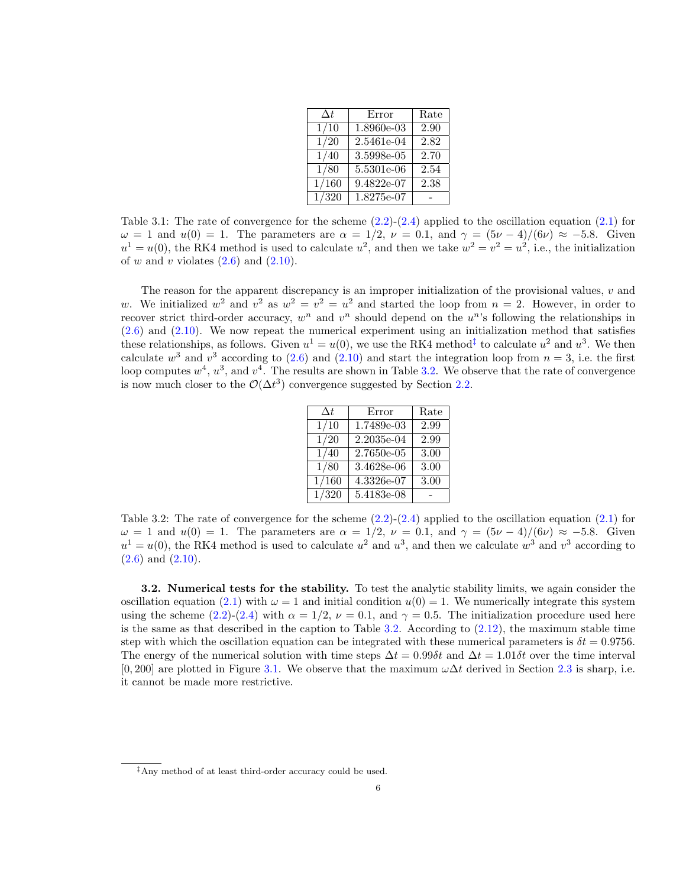| $\Delta t$ | Error | Rate |
|---|---|---|
| 1/10 | 1.8960e-03 | 2.90 |
| 1/20 | 2.5461e-04 | 2.82 |
| 1/40 | 3.5998e-05 | 2.70 |
| 1/80 | 5.5301e-06 | 2.54 |
| 1/160 | 9.4822e-07 | 2.38 |
| 1/320 | 1.8275e-07 | - |

Table 3.1: The rate of convergence for the scheme (2.2)-(2.4) applied to the oscillation equation (2.1) for $\omega = 1$ and $u(0) = 1$. The parameters are $\alpha = 1/2$, $\nu = 0.1$, and $\gamma = (5\nu - 4)/(6\nu) \approx -5.8$. Given $u^1 = u(0)$, the RK4 method is used to calculate $u^2$, and then we take $w^2 = v^2 = u^2$, i.e., the initialization of $w$ and $v$ violates (2.6) and (2.10).

The reason for the apparent discrepancy is an improper initialization of the provisional values, $v$ and $w$. We initialized $w^2$ and $v^2$ as $w^2 = v^2 = u^2$ and started the loop from $n = 2$. However, in order to recover strict third-order accuracy, $w^n$ and $v^n$ should depend on the $u^n$'s following the relationships in (2.6) and (2.10). We now repeat the numerical experiment using an initialization method that satisfies these relationships, as follows. Given $u^1 = u(0)$, we use the RK4 method[‡] to calculate $u^2$ and $u^3$. We then calculate $w^3$ and $v^3$ according to (2.6) and (2.10) and start the integration loop from $n = 3$, i.e. the first loop computes $w^4$, $u^3$, and $v^4$. The results are shown in Table 3.2. We observe that the rate of convergence is now much closer to the $\mathcal{O}(\Delta t^3)$ convergence suggested by Section 2.2.

| $\Delta t$ | Error | Rate |
|---|---|---|
| 1/10 | 1.7489e-03 | 2.99 |
| 1/20 | 2.2035e-04 | 2.99 |
| 1/40 | 2.7650e-05 | 3.00 |
| 1/80 | 3.4628e-06 | 3.00 |
| 1/160 | 4.3326e-07 | 3.00 |
| 1/320 | 5.4183e-08 | - |

Table 3.2: The rate of convergence for the scheme (2.2)-(2.4) applied to the oscillation equation (2.1) for $\omega = 1$ and $u(0) = 1$. The parameters are $\alpha = 1/2$, $\nu = 0.1$, and $\gamma = (5\nu - 4)/(6\nu) \approx -5.8$. Given $u^1 = u(0)$, the RK4 method is used to calculate $u^2$ and $u^3$, and then we calculate $w^3$ and $v^3$ according to (2.6) and (2.10).

**3.2. Numerical tests for the stability.** To test the analytic stability limits, we again consider the oscillation equation (2.1) with $\omega = 1$ and initial condition $u(0) = 1$. We numerically integrate this system using the scheme (2.2)-(2.4) with $\alpha = 1/2$, $\nu = 0.1$, and $\gamma = 0.5$. The initialization procedure used here is the same as that described in the caption to Table 3.2. According to (2.12), the maximum stable time step with which the oscillation equation can be integrated with these numerical parameters is $\delta t = 0.9756$. The energy of the numerical solution with time steps $\Delta t = 0.99\delta t$ and $\Delta t = 1.01\delta t$ over the time interval $[0, 200]$ are plotted in Figure 3.1. We observe that the maximum $\omega\Delta t$ derived in Section 2.3 is sharp, i.e. it cannot be made more restrictive.

[‡] Any method of at least third-order accuracy could be used.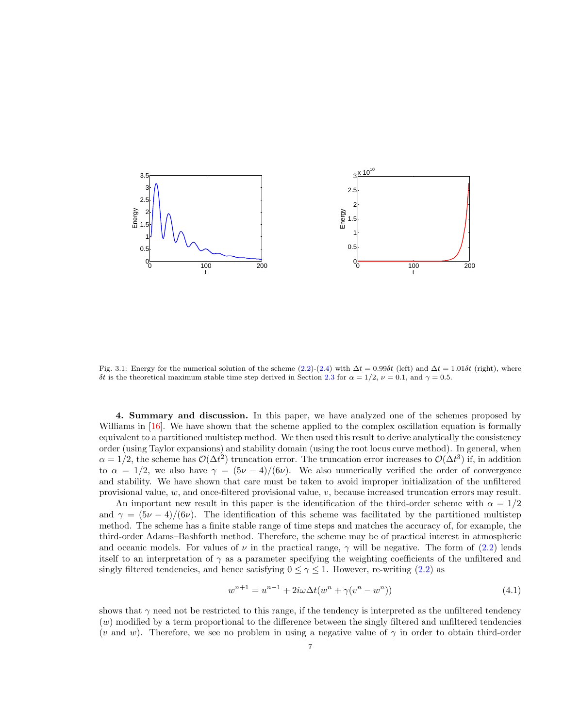Fig. 3.1: Energy for the numerical solution of the scheme (2.2)-(2.4) with $\Delta t = 0.99\delta t$ (left) and $\Delta t = 1.01\delta t$ (right), where $\delta t$ is the theoretical maximum stable time step derived in Section 2.3 for $\alpha = 1/2$, $\nu = 0.1$, and $\gamma = 0.5$.

**4. Summary and discussion.** In this paper, we have analyzed one of the schemes proposed by Williams in [16]. We have shown that the scheme applied to the complex oscillation equation is formally equivalent to a partitioned multistep method. We then used this result to derive analytically the consistency order (using Taylor expansions) and stability domain (using the root locus curve method). In general, when $\alpha = 1/2$, the scheme has $\mathcal{O}(\Delta t^2)$ truncation error. The truncation error increases to $\mathcal{O}(\Delta t^3)$ if, in addition to $\alpha = 1/2$, we also have $\gamma = (5\nu - 4)/(6\nu)$. We also numerically verified the order of convergence and stability. We have shown that care must be taken to avoid improper initialization of the unfiltered provisional value, $w$, and once-filtered provisional value, $v$, because increased truncation errors may result.

An important new result in this paper is the identification of the third-order scheme with $\alpha = 1/2$ and $\gamma = (5\nu - 4)/(6\nu)$. The identification of this scheme was facilitated by the partitioned multistep method. The scheme has a finite stable range of time steps and matches the accuracy of, for example, the third-order Adams–Bashforth method. Therefore, the scheme may be of practical interest in atmospheric and oceanic models. For values of $\nu$ in the practical range, $\gamma$ will be negative. The form of (2.2) lends itself to an interpretation of $\gamma$ as a parameter specifying the weighting coefficients of the unfiltered and singly filtered tendencies, and hence satisfying $0 \leq \gamma \leq 1$. However, re-writing (2.2) as

$$w^{n+1} = u^{n-1} + 2i\omega\Delta t(w^n + \gamma(v^n - w^n)) \tag{4.1}$$

shows that $\gamma$ need not be restricted to this range, if the tendency is interpreted as the unfiltered tendency ($w$) modified by a term proportional to the difference between the singly filtered and unfiltered tendencies ($v$ and $w$). Therefore, we see no problem in using a negative value of $\gamma$ in order to obtain third-order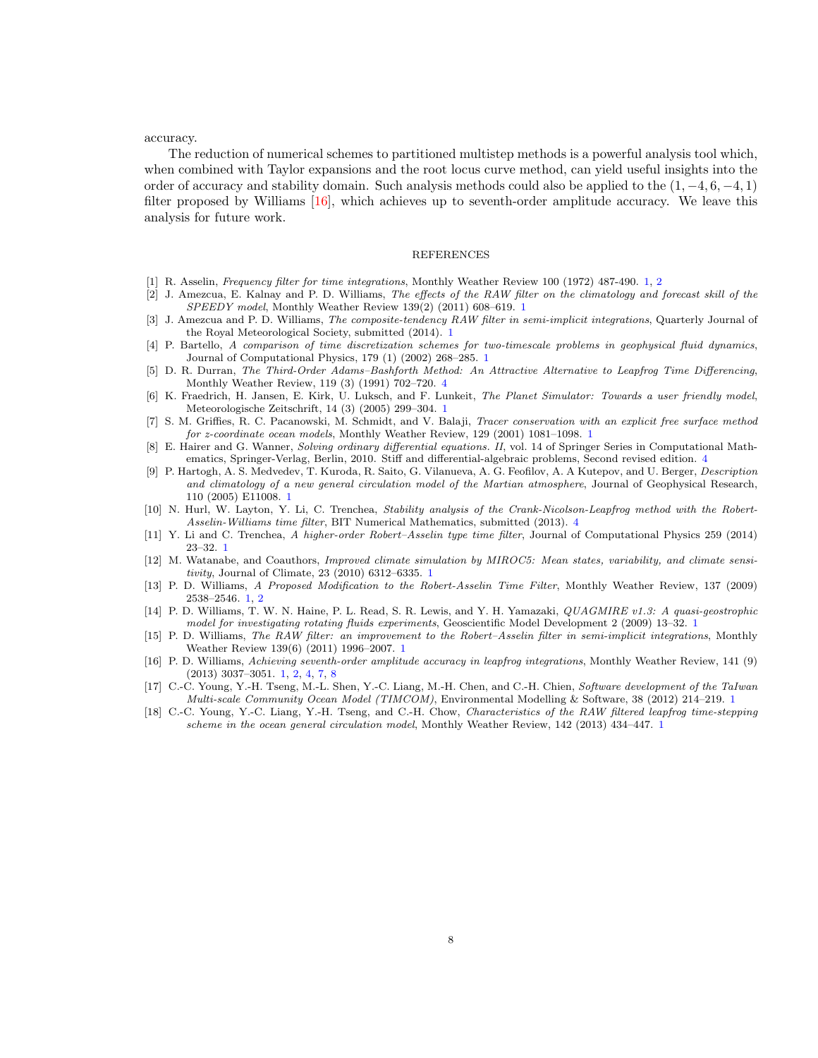accuracy.

The reduction of numerical schemes to partitioned multistep methods is a powerful analysis tool which, when combined with Taylor expansions and the root locus curve method, can yield useful insights into the order of accuracy and stability domain. Such analysis methods could also be applied to the $(1, -4, 6, -4, 1)$ filter proposed by Williams [16], which achieves up to seventh-order amplitude accuracy. We leave this analysis for future work.

## REFERENCES

[1] R. Asselin, *Frequency filter for time integrations*, Monthly Weather Review 100 (1972) 487-490. 1, 2

[2] J. Amezcua, E. Kalnay and P. D. Williams, *The effects of the RAW filter on the climatology and forecast skill of the SPEEDY model*, Monthly Weather Review 139(2) (2011) 608–619. 1

[3] J. Amezcua and P. D. Williams, *The composite-tendency RAW filter in semi-implicit integrations*, Quarterly Journal of the Royal Meteorological Society, submitted (2014). 1

[4] P. Bartello, *A comparison of time discretization schemes for two-timescale problems in geophysical fluid dynamics*, Journal of Computational Physics, 179 (1) (2002) 268–285. 1

[5] D. R. Durran, *The Third-Order Adams–Bashforth Method: An Attractive Alternative to Leapfrog Time Differencing*, Monthly Weather Review, 119 (3) (1991) 702–720. 4

[6] K. Fraedrich, H. Jansen, E. Kirk, U. Luksch, and F. Lunkeit, *The Planet Simulator: Towards a user friendly model*, Meteorologische Zeitschrift, 14 (3) (2005) 299–304. 1

[7] S. M. Griffies, R. C. Pacanowski, M. Schmidt, and V. Balaji, *Tracer conservation with an explicit free surface method for z-coordinate ocean models*, Monthly Weather Review, 129 (2001) 1081–1098. 1

[8] E. Hairer and G. Wanner, *Solving ordinary differential equations. II*, vol. 14 of Springer Series in Computational Mathematics, Springer-Verlag, Berlin, 2010. Stiff and differential-algebraic problems, Second revised edition. 4

[9] P. Hartogh, A. S. Medvedev, T. Kuroda, R. Saito, G. Vilanueva, A. G. Feofilov, A. A Kutepov, and U. Berger, *Description and climatology of a new general circulation model of the Martian atmosphere*, Journal of Geophysical Research, 110 (2005) E11008. 1

[10] N. Hurl, W. Layton, Y. Li, C. Trenchea, *Stability analysis of the Crank-Nicolson-Leapfrog method with the Robert-Asselin-Williams time filter*, BIT Numerical Mathematics, submitted (2013). 4

[11] Y. Li and C. Trenchea, *A higher-order Robert–Asselin type time filter*, Journal of Computational Physics 259 (2014) 23–32. 1

[12] M. Watanabe, and Coauthors, *Improved climate simulation by MIROC5: Mean states, variability, and climate sensitivity*, Journal of Climate, 23 (2010) 6312–6335. 1

[13] P. D. Williams, *A Proposed Modification to the Robert-Asselin Time Filter*, Monthly Weather Review, 137 (2009) 2538–2546. 1, 2

[14] P. D. Williams, T. W. N. Haine, P. L. Read, S. R. Lewis, and Y. H. Yamazaki, *QUAGMIRE v1.3: A quasi-geostrophic model for investigating rotating fluids experiments*, Geoscientific Model Development 2 (2009) 13–32. 1

[15] P. D. Williams, *The RAW filter: an improvement to the Robert–Asselin filter in semi-implicit integrations*, Monthly Weather Review 139(6) (2011) 1996–2007. 1

[16] P. D. Williams, *Achieving seventh-order amplitude accuracy in leapfrog integrations*, Monthly Weather Review, 141 (9) (2013) 3037–3051. 1, 2, 4, 7, 8

[17] C.-C. Young, Y.-H. Tseng, M.-L. Shen, Y.-C. Liang, M.-H. Chen, and C.-H. Chien, *Software development of the TaIwan Multi-scale Community Ocean Model (TIMCOM)*, Environmental Modelling & Software, 38 (2012) 214–219. 1

[18] C.-C. Young, Y.-C. Liang, Y.-H. Tseng, and C.-H. Chow, *Characteristics of the RAW filtered leapfrog time-stepping scheme in the ocean general circulation model*, Monthly Weather Review, 142 (2013) 434–447. 1